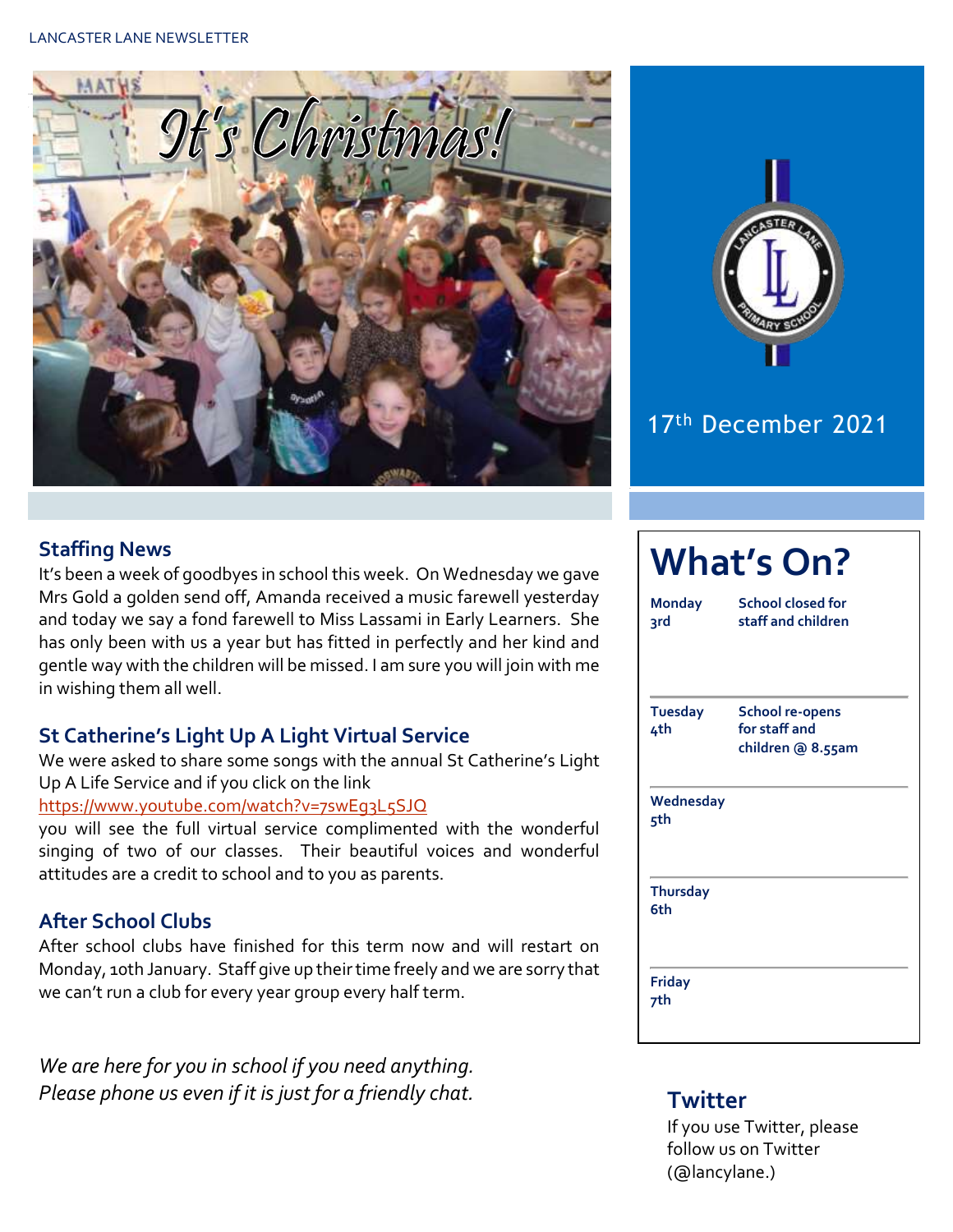# It's Christmas!

17th December 2021

## Staffing News

It's been a week of goodbyes in school this week. On Wednesday we gave Mrs Gold a golden send off, Amanda received a music farewell yesterday and today we say a fond farewell to Miss Lassami in Early Learners. She has only been with us a year but has fitted in perfectly and her kind and gentle way with the children will be missed. I am sure you will join with me in wishing them all well.

## St Catherine's Light Up A Light Virtual Service

We were asked to share some songs with the annual St Catherine's Light Up A Life Service and if you click on the link https://www.youtube.com/watch?v=7swEg3L5SJQ you will see the full virtual service complimented with the wonderful singing of two of our classes. Their beautiful voices and wonderful attitudes are a credit to school and to you as parents.

## After School Clubs

After school clubs have finished for this term now and will restart on Monday, 10th January. Staff give up their time freely and we are sorry that we can't run a club for every year group every half term.

*We are here for you in school if you need anything. Please phone us even if it is just for a friendly chat.*

# What's On?

| | |
|---|---|
| **Monday 3rd** | **School closed for staff and children** |
| **Tuesday 4th** | **School re-opens for staff and children @ 8.55am** |
| **Wednesday 5th** | |
| **Thursday 6th** | |
| **Friday 7th** | |

## Twitter

If you use Twitter, please follow us on Twitter (@lancylane.)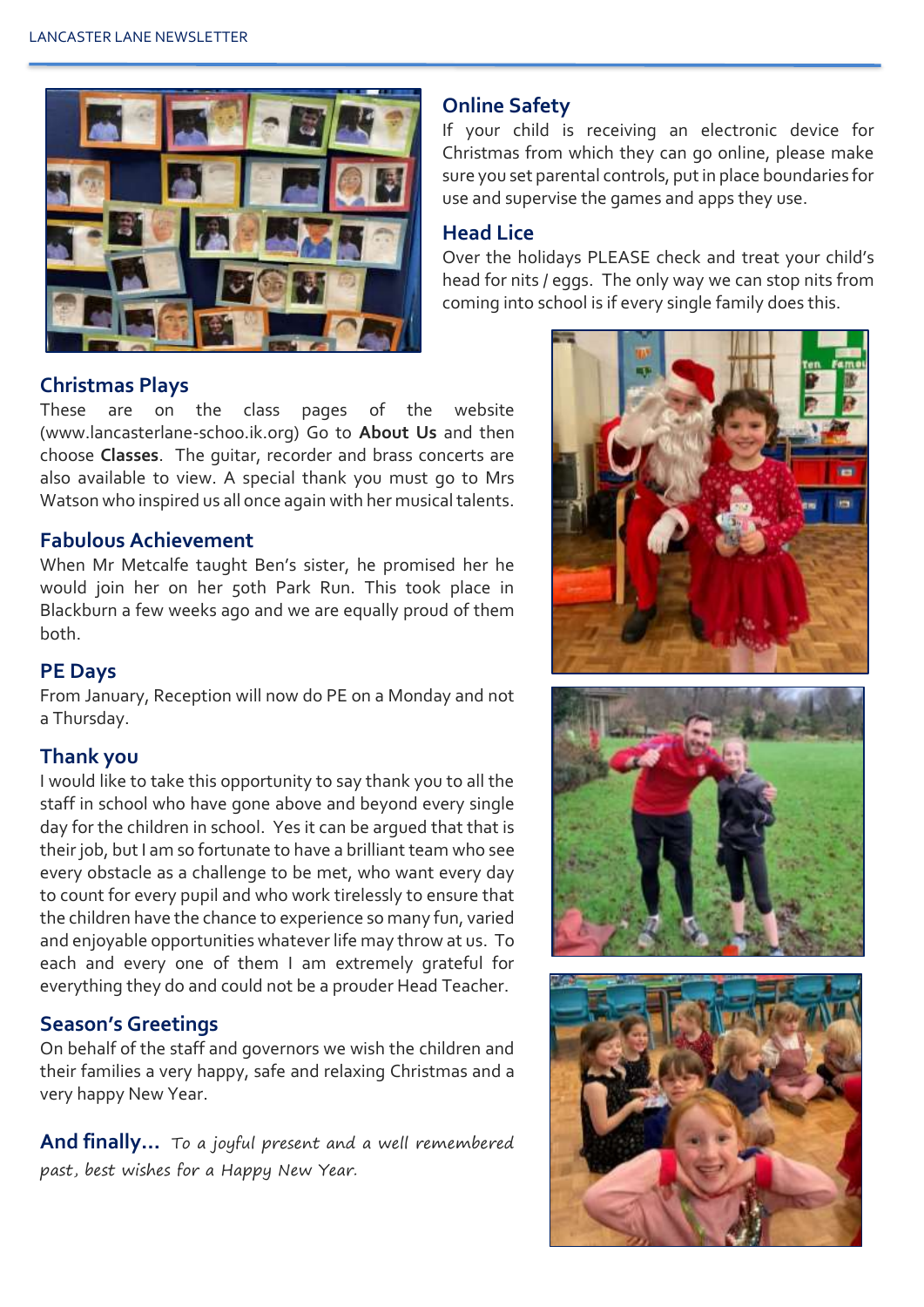## Online Safety

If your child is receiving an electronic device for Christmas from which they can go online, please make sure you set parental controls, put in place boundaries for use and supervise the games and apps they use.

## Head Lice

Over the holidays PLEASE check and treat your child's head for nits / eggs. The only way we can stop nits from coming into school is if every single family does this.

## Christmas Plays

These are on the class pages of the website (www.lancasterlane-schoo.ik.org) Go to **About Us** and then choose **Classes**. The guitar, recorder and brass concerts are also available to view. A special thank you must go to Mrs Watson who inspired us all once again with her musical talents.

## Fabulous Achievement

When Mr Metcalfe taught Ben's sister, he promised her he would join her on her 50th Park Run. This took place in Blackburn a few weeks ago and we are equally proud of them both.

## PE Days

From January, Reception will now do PE on a Monday and not a Thursday.

## Thank you

I would like to take this opportunity to say thank you to all the staff in school who have gone above and beyond every single day for the children in school. Yes it can be argued that that is their job, but I am so fortunate to have a brilliant team who see every obstacle as a challenge to be met, who want every day to count for every pupil and who work tirelessly to ensure that the children have the chance to experience so many fun, varied and enjoyable opportunities whatever life may throw at us. To each and every one of them I am extremely grateful for everything they do and could not be a prouder Head Teacher.

## Season's Greetings

On behalf of the staff and governors we wish the children and their families a very happy, safe and relaxing Christmas and a very happy New Year.

**And finally…** *To a joyful present and a well remembered past, best wishes for a Happy New Year.*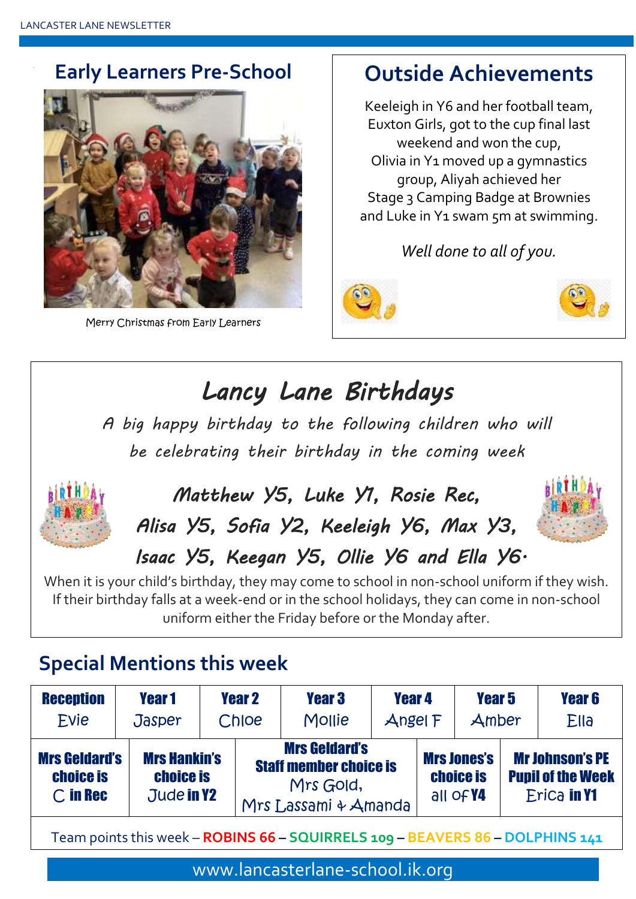## Early Learners Pre-School

Merry Christmas from Early Learners

## Outside Achievements

Keeleigh in Y6 and her football team, Euxton Girls, got to the cup final last weekend and won the cup, Olivia in Y1 moved up a gymnastics group, Aliyah achieved her Stage 3 Camping Badge at Brownies and Luke in Y1 swam 5m at swimming.

*Well done to all of you.*

## Lancy Lane Birthdays

*A big happy birthday to the following children who will be celebrating their birthday in the coming week*

**Matthew Y5, Luke Y1, Rosie Rec, Alisa Y5, Sofia Y2, Keeleigh Y6, Max Y3, Isaac Y5, Keegan Y5, Ollie Y6 and Ella Y6.**

When it is your child's birthday, they may come to school in non-school uniform if they wish. If their birthday falls at a week-end or in the school holidays, they can come in non-school uniform either the Friday before or the Monday after.

## Special Mentions this week

| Reception | Year 1 | Year 2 | Year 3 | Year 4 | Year 5 | Year 6 |
|---|---|---|---|---|---|---|
| Evie | Jasper | Chloe | Mollie | Angel F | Amber | Ella |

| Mrs Geldard's choice is | Mrs Hankin's choice is | Mrs Geldard's Staff member choice is | Mrs Jones's choice is | Mr Johnson's PE Pupil of the Week |
|---|---|---|---|---|
| C **in Rec** | Jude **in Y2** | Mrs Gold, Mrs Lassami + Amanda | all of **Y4** | Erica **in Y1** |

Team points this week – **ROBINS 66** – **SQUIRRELS 109** – **BEAVERS 86** – **DOLPHINS 141**

www.lancasterlane-school.ik.org